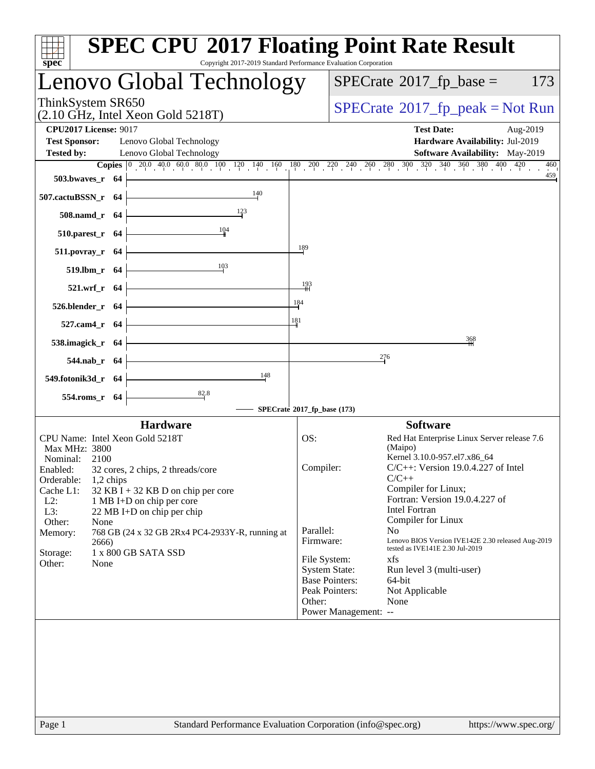# SPEC CPU 2017 Floating Point Rate Result

Copyright 2017-2019 Standard Performance Evaluation Corporation

## Lenovo Global Technology

ThinkSystem SR650
(2.10 GHz, Intel Xeon Gold 5218T)

SPECrate 2017_fp_base = 173

SPECrate 2017_fp_peak = Not Run

**CPU2017 License:** 9017
**Test Sponsor:** Lenovo Global Technology
**Tested by:** Lenovo Global Technology

**Test Date:** Aug-2019
**Hardware Availability:** Jul-2019
**Software Availability:** May-2019

| Benchmark | Copies | SPECrate 2017_fp_base |
|---|---|---|
| 503.bwaves_r | 64 | 459 |
| 507.cactuBSSN_r | 64 | 140 |
| 508.namd_r | 64 | 123 |
| 510.parest_r | 64 | 104 |
| 511.povray_r | 64 | 189 |
| 519.lbm_r | 64 | 103 |
| 521.wrf_r | 64 | 193 |
| 526.blender_r | 64 | 184 |
| 527.cam4_r | 64 | 181 |
| 538.imagick_r | 64 | 368 |
| 544.nab_r | 64 | 276 |
| 549.fotonik3d_r | 64 | 148 |
| 554.roms_r | 64 | 82.8 |

SPECrate 2017_fp_base (173)

### Hardware

CPU Name: Intel Xeon Gold 5218T
Max MHz: 3800
Nominal: 2100
Enabled: 32 cores, 2 chips, 2 threads/core
Orderable: 1,2 chips
Cache L1: 32 KB I + 32 KB D on chip per core
L2: 1 MB I+D on chip per core
L3: 22 MB I+D on chip per chip
Other: None
Memory: 768 GB (24 x 32 GB 2Rx4 PC4-2933Y-R, running at 2666)
Storage: 1 x 800 GB SATA SSD
Other: None

### Software

OS: Red Hat Enterprise Linux Server release 7.6 (Maipo)
Kernel 3.10.0-957.el7.x86_64
Compiler: C/C++: Version 19.0.4.227 of Intel C/C++ Compiler for Linux;
Fortran: Version 19.0.4.227 of Intel Fortran Compiler for Linux
Parallel: No
Firmware: Lenovo BIOS Version IVE142E 2.30 released Aug-2019 tested as IVE141E 2.30 Jul-2019
File System: xfs
System State: Run level 3 (multi-user)
Base Pointers: 64-bit
Peak Pointers: Not Applicable
Other: None
Power Management: --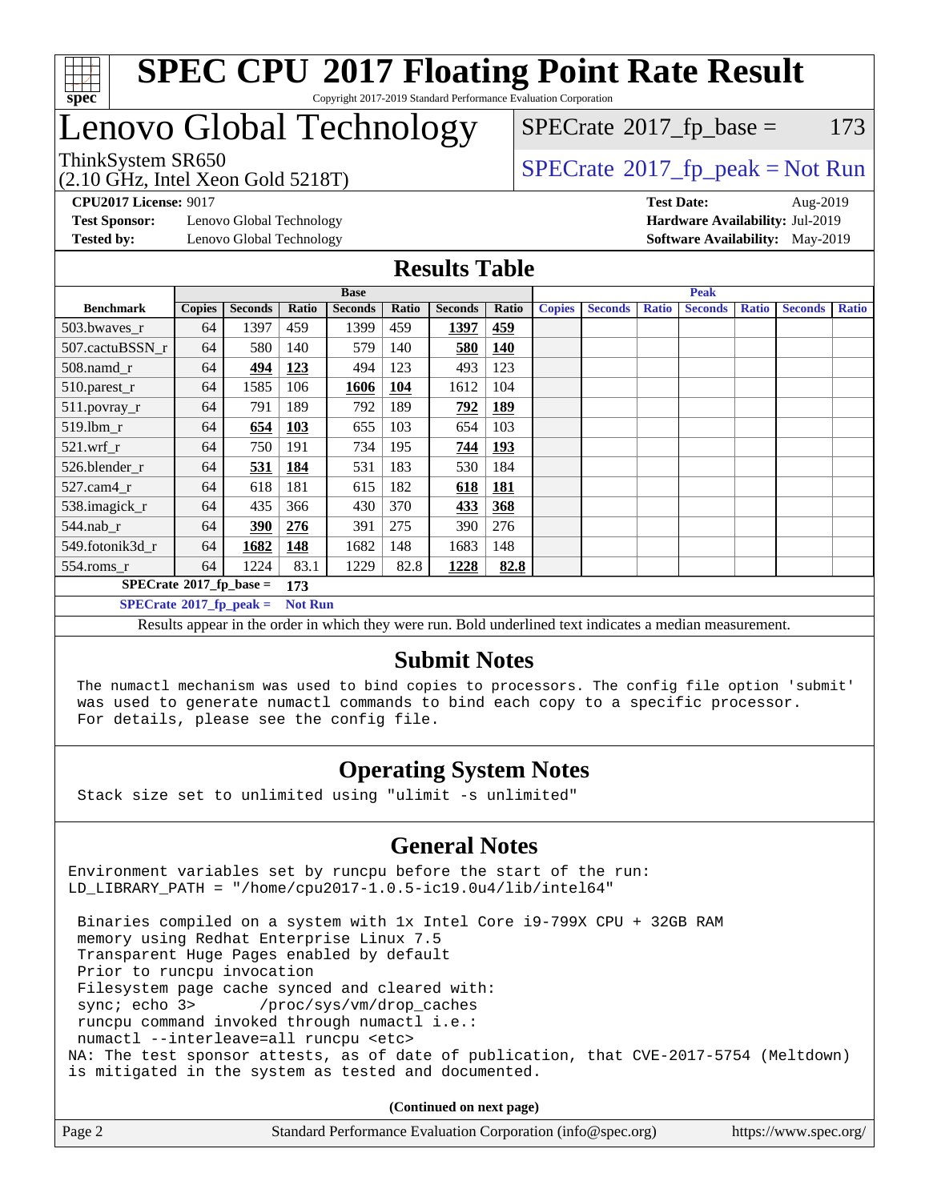# SPEC CPU 2017 Floating Point Rate Result

Copyright 2017-2019 Standard Performance Evaluation Corporation

# Lenovo Global Technology

ThinkSystem SR650
(2.10 GHz, Intel Xeon Gold 5218T)

SPECrate 2017_fp_base = 173

SPECrate 2017_fp_peak = Not Run

**CPU2017 License:** 9017
**Test Sponsor:** Lenovo Global Technology
**Tested by:** Lenovo Global Technology

**Test Date:** Aug-2019
**Hardware Availability:** Jul-2019
**Software Availability:** May-2019

## Results Table

| | Base | | | | | | | Peak | | | | | | |
|---|---|---|---|---|---|---|---|---|---|---|---|---|---|---|
| **Benchmark** | **Copies** | **Seconds** | **Ratio** | **Seconds** | **Ratio** | **Seconds** | **Ratio** | **Copies** | **Seconds** | **Ratio** | **Seconds** | **Ratio** | **Seconds** | **Ratio** |
| 503.bwaves_r | 64 | 1397 | 459 | 1399 | 459 | **1397** | **459** | | | | | | | |
| 507.cactuBSSN_r | 64 | 580 | 140 | 579 | 140 | **580** | **140** | | | | | | | |
| 508.namd_r | 64 | **494** | **123** | 494 | 123 | 493 | 123 | | | | | | | |
| 510.parest_r | 64 | 1585 | 106 | **1606** | **104** | 1612 | 104 | | | | | | | |
| 511.povray_r | 64 | 791 | 189 | 792 | 189 | **792** | **189** | | | | | | | |
| 519.lbm_r | 64 | **654** | **103** | 655 | 103 | 654 | 103 | | | | | | | |
| 521.wrf_r | 64 | 750 | 191 | 734 | 195 | **744** | **193** | | | | | | | |
| 526.blender_r | 64 | **531** | **184** | 531 | 183 | 530 | 184 | | | | | | | |
| 527.cam4_r | 64 | 618 | 181 | 615 | 182 | **618** | **181** | | | | | | | |
| 538.imagick_r | 64 | 435 | 366 | 430 | 370 | **433** | **368** | | | | | | | |
| 544.nab_r | 64 | **390** | **276** | 391 | 275 | 390 | 276 | | | | | | | |
| 549.fotonik3d_r | 64 | **1682** | **148** | 1682 | 148 | 1683 | 148 | | | | | | | |
| 554.roms_r | 64 | 1224 | 83.1 | 1229 | 82.8 | **1228** | **82.8** | | | | | | | |

**SPECrate 2017_fp_base = 173**

**SPECrate 2017_fp_peak = Not Run**

Results appear in the order in which they were run. Bold underlined text indicates a median measurement.

## Submit Notes

```
The numactl mechanism was used to bind copies to processors. The config file option 'submit'
was used to generate numactl commands to bind each copy to a specific processor.
For details, please see the config file.
```

## Operating System Notes

```
Stack size set to unlimited using "ulimit -s unlimited"
```

## General Notes

```
Environment variables set by runcpu before the start of the run:
LD_LIBRARY_PATH = "/home/cpu2017-1.0.5-ic19.0u4/lib/intel64"

 Binaries compiled on a system with 1x Intel Core i9-799X CPU + 32GB RAM
 memory using Redhat Enterprise Linux 7.5
 Transparent Huge Pages enabled by default
 Prior to runcpu invocation
 Filesystem page cache synced and cleared with:
 sync; echo 3>       /proc/sys/vm/drop_caches
 runcpu command invoked through numactl i.e.:
 numactl --interleave=all runcpu <etc>
NA: The test sponsor attests, as of date of publication, that CVE-2017-5754 (Meltdown)
is mitigated in the system as tested and documented.
```

**(Continued on next page)**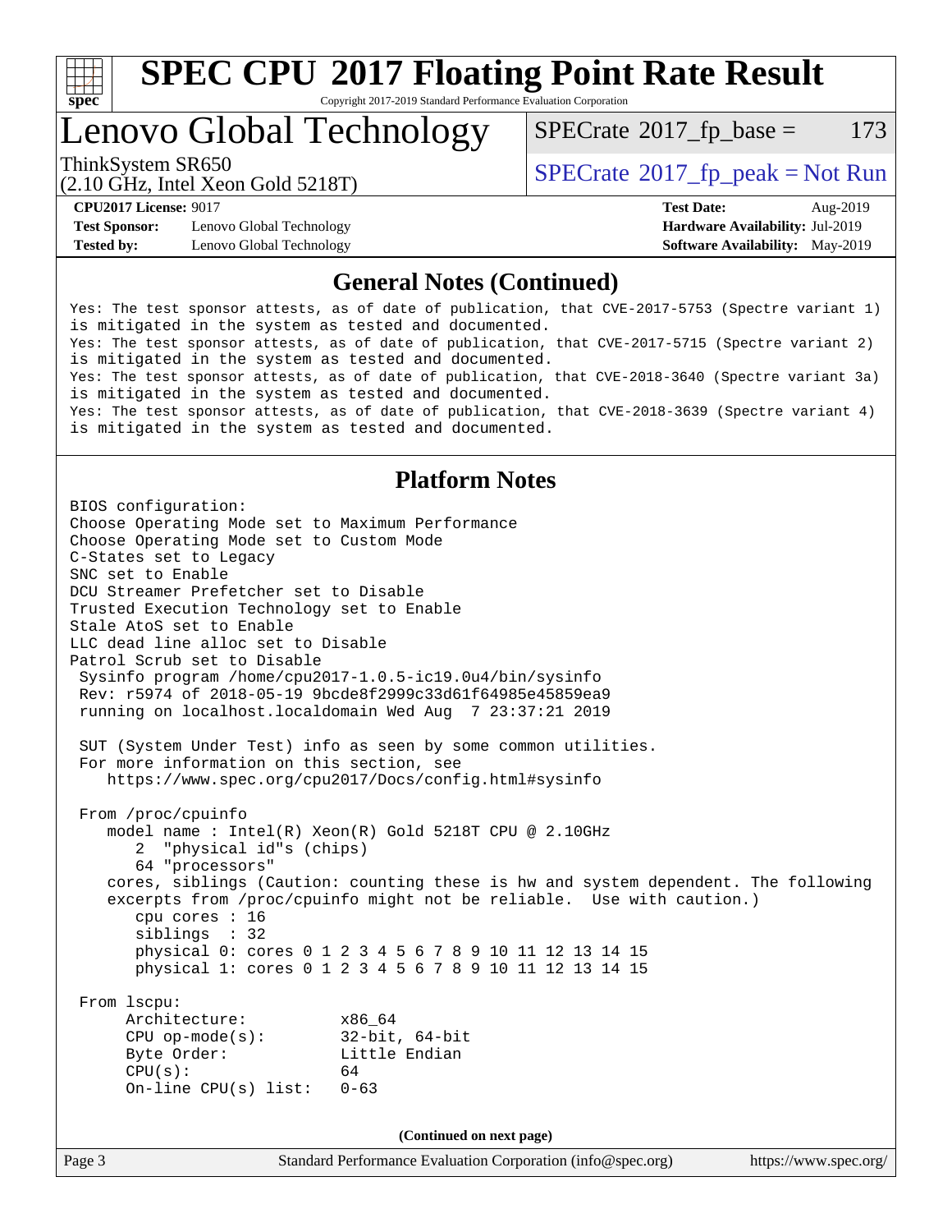## General Notes (Continued)

```
Yes: The test sponsor attests, as of date of publication, that CVE-2017-5753 (Spectre variant 1)
is mitigated in the system as tested and documented.
Yes: The test sponsor attests, as of date of publication, that CVE-2017-5715 (Spectre variant 2)
is mitigated in the system as tested and documented.
Yes: The test sponsor attests, as of date of publication, that CVE-2018-3640 (Spectre variant 3a)
is mitigated in the system as tested and documented.
Yes: The test sponsor attests, as of date of publication, that CVE-2018-3639 (Spectre variant 4)
is mitigated in the system as tested and documented.
```

## Platform Notes

```
BIOS configuration:
Choose Operating Mode set to Maximum Performance
Choose Operating Mode set to Custom Mode
C-States set to Legacy
SNC set to Enable
DCU Streamer Prefetcher set to Disable
Trusted Execution Technology set to Enable
Stale AtoS set to Enable
LLC dead line alloc set to Disable
Patrol Scrub set to Disable
 Sysinfo program /home/cpu2017-1.0.5-ic19.0u4/bin/sysinfo
 Rev: r5974 of 2018-05-19 9bcde8f2999c33d61f64985e45859ea9
 running on localhost.localdomain Wed Aug  7 23:37:21 2019

 SUT (System Under Test) info as seen by some common utilities.
 For more information on this section, see
    https://www.spec.org/cpu2017/Docs/config.html#sysinfo

 From /proc/cpuinfo
    model name : Intel(R) Xeon(R) Gold 5218T CPU @ 2.10GHz
       2  "physical id"s (chips)
       64 "processors"
    cores, siblings (Caution: counting these is hw and system dependent. The following
    excerpts from /proc/cpuinfo might not be reliable.  Use with caution.)
       cpu cores : 16
       siblings  : 32
       physical 0: cores 0 1 2 3 4 5 6 7 8 9 10 11 12 13 14 15
       physical 1: cores 0 1 2 3 4 5 6 7 8 9 10 11 12 13 14 15

 From lscpu:
      Architecture:          x86_64
      CPU op-mode(s):        32-bit, 64-bit
      Byte Order:            Little Endian
      CPU(s):                64
      On-line CPU(s) list:   0-63
```

**(Continued on next page)**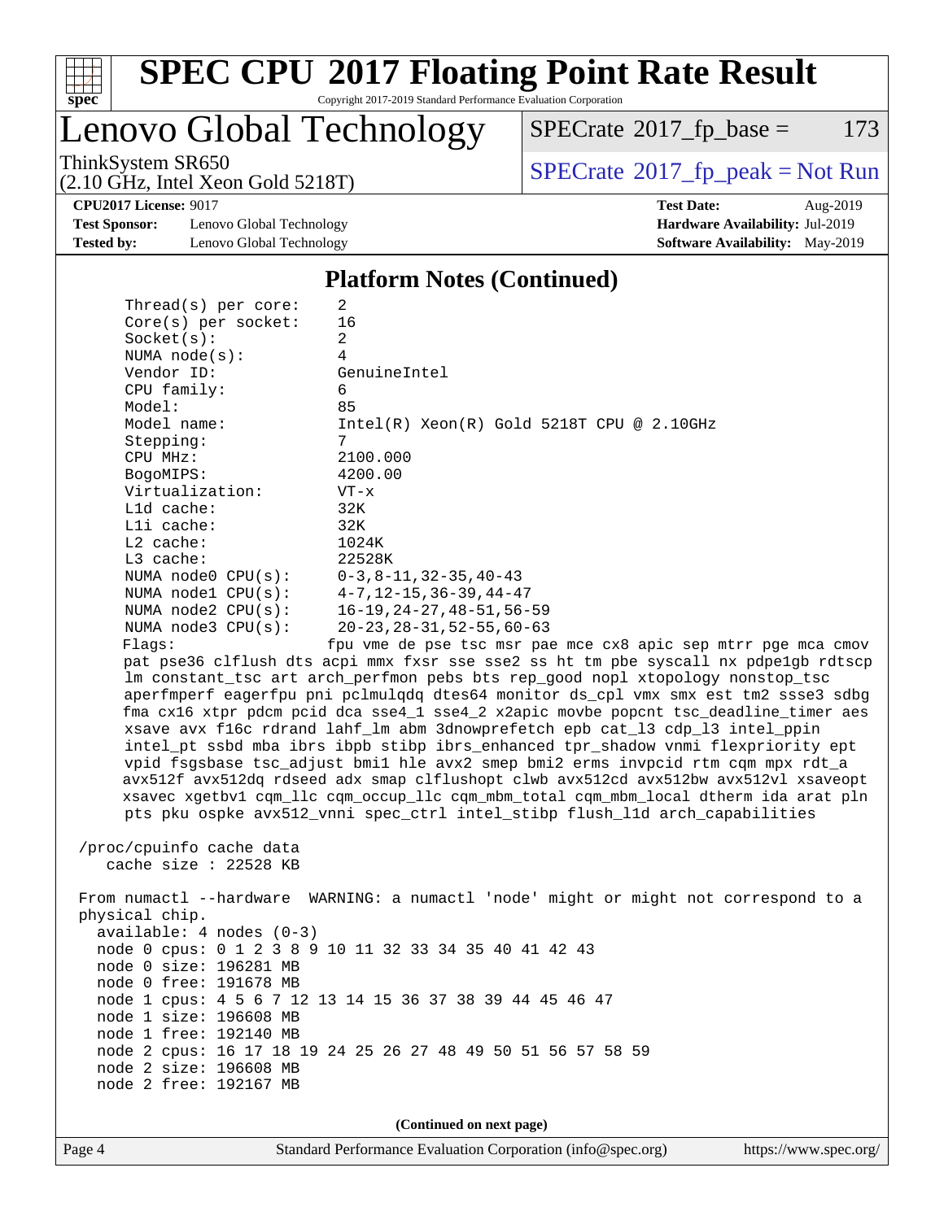## Platform Notes (Continued)

```
Thread(s) per core:    2
Core(s) per socket:    16
Socket(s):             2
NUMA node(s):          4
Vendor ID:             GenuineIntel
CPU family:            6
Model:                 85
Model name:            Intel(R) Xeon(R) Gold 5218T CPU @ 2.10GHz
Stepping:              7
CPU MHz:               2100.000
BogoMIPS:              4200.00
Virtualization:        VT-x
L1d cache:             32K
L1i cache:             32K
L2 cache:              1024K
L3 cache:              22528K
NUMA node0 CPU(s):     0-3,8-11,32-35,40-43
NUMA node1 CPU(s):     4-7,12-15,36-39,44-47
NUMA node2 CPU(s):     16-19,24-27,48-51,56-59
NUMA node3 CPU(s):     20-23,28-31,52-55,60-63
Flags:                 fpu vme de pse tsc msr pae mce cx8 apic sep mtrr pge mca cmov
pat pse36 clflush dts acpi mmx fxsr sse sse2 ss ht tm pbe syscall nx pdpe1gb rdtscp
lm constant_tsc art arch_perfmon pebs bts rep_good nopl xtopology nonstop_tsc
aperfmperf eagerfpu pni pclmulqdq dtes64 monitor ds_cpl vmx smx est tm2 ssse3 sdbg
fma cx16 xtpr pdcm pcid dca sse4_1 sse4_2 x2apic movbe popcnt tsc_deadline_timer aes
xsave avx f16c rdrand lahf_lm abm 3dnowprefetch epb cat_l3 cdp_l3 intel_ppin
intel_pt ssbd mba ibrs ibpb stibp ibrs_enhanced tpr_shadow vnmi flexpriority ept
vpid fsgsbase tsc_adjust bmi1 hle avx2 smep bmi2 erms invpcid rtm cqm mpx rdt_a
avx512f avx512dq rdseed adx smap clflushopt clwb avx512cd avx512bw avx512vl xsaveopt
xsavec xgetbv1 cqm_llc cqm_occup_llc cqm_mbm_total cqm_mbm_local dtherm ida arat pln
pts pku ospke avx512_vnni spec_ctrl intel_stibp flush_l1d arch_capabilities

/proc/cpuinfo cache data
   cache size : 22528 KB

From numactl --hardware  WARNING: a numactl 'node' might or might not correspond to a
physical chip.
  available: 4 nodes (0-3)
  node 0 cpus: 0 1 2 3 8 9 10 11 32 33 34 35 40 41 42 43
  node 0 size: 196281 MB
  node 0 free: 191678 MB
  node 1 cpus: 4 5 6 7 12 13 14 15 36 37 38 39 44 45 46 47
  node 1 size: 196608 MB
  node 1 free: 192140 MB
  node 2 cpus: 16 17 18 19 24 25 26 27 48 49 50 51 56 57 58 59
  node 2 size: 196608 MB
  node 2 free: 192167 MB
```

(Continued on next page)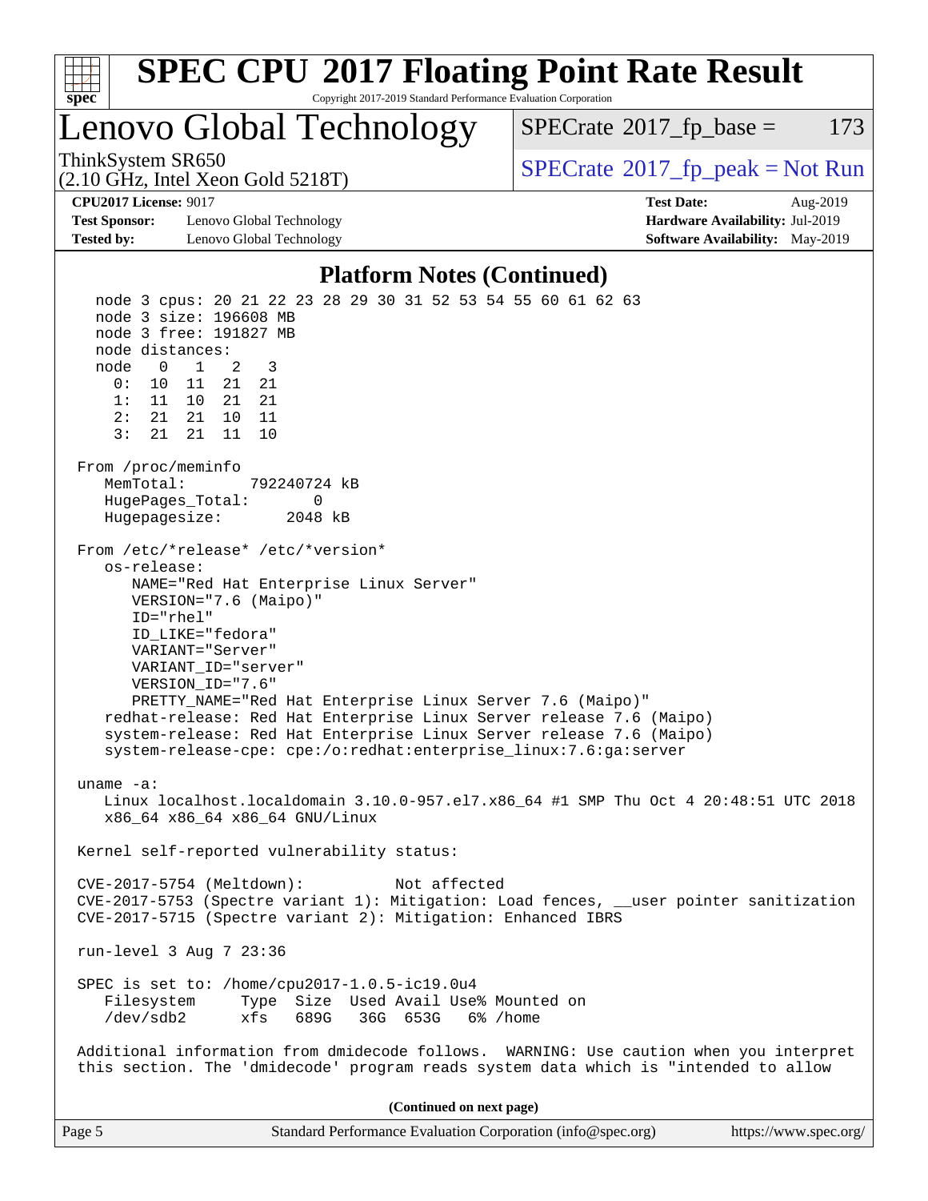## Platform Notes (Continued)

```
  node 3 cpus: 20 21 22 23 28 29 30 31 52 53 54 55 60 61 62 63
  node 3 size: 196608 MB
  node 3 free: 191827 MB
  node distances:
  node   0   1   2   3
    0:  10  11  21  21
    1:  11  10  21  21
    2:  21  21  10  11
    3:  21  21  11  10

From /proc/meminfo
   MemTotal:       792240724 kB
   HugePages_Total:       0
   Hugepagesize:       2048 kB

From /etc/*release* /etc/*version*
   os-release:
      NAME="Red Hat Enterprise Linux Server"
      VERSION="7.6 (Maipo)"
      ID="rhel"
      ID_LIKE="fedora"
      VARIANT="Server"
      VARIANT_ID="server"
      VERSION_ID="7.6"
      PRETTY_NAME="Red Hat Enterprise Linux Server 7.6 (Maipo)"
   redhat-release: Red Hat Enterprise Linux Server release 7.6 (Maipo)
   system-release: Red Hat Enterprise Linux Server release 7.6 (Maipo)
   system-release-cpe: cpe:/o:redhat:enterprise_linux:7.6:ga:server

uname -a:
   Linux localhost.localdomain 3.10.0-957.el7.x86_64 #1 SMP Thu Oct 4 20:48:51 UTC 2018
   x86_64 x86_64 x86_64 GNU/Linux

Kernel self-reported vulnerability status:

CVE-2017-5754 (Meltdown):          Not affected
CVE-2017-5753 (Spectre variant 1): Mitigation: Load fences, __user pointer sanitization
CVE-2017-5715 (Spectre variant 2): Mitigation: Enhanced IBRS

run-level 3 Aug 7 23:36

SPEC is set to: /home/cpu2017-1.0.5-ic19.0u4
   Filesystem     Type  Size  Used Avail Use% Mounted on
   /dev/sdb2      xfs   689G   36G  653G   6% /home

Additional information from dmidecode follows.  WARNING: Use caution when you interpret
this section. The 'dmidecode' program reads system data which is "intended to allow
```

(Continued on next page)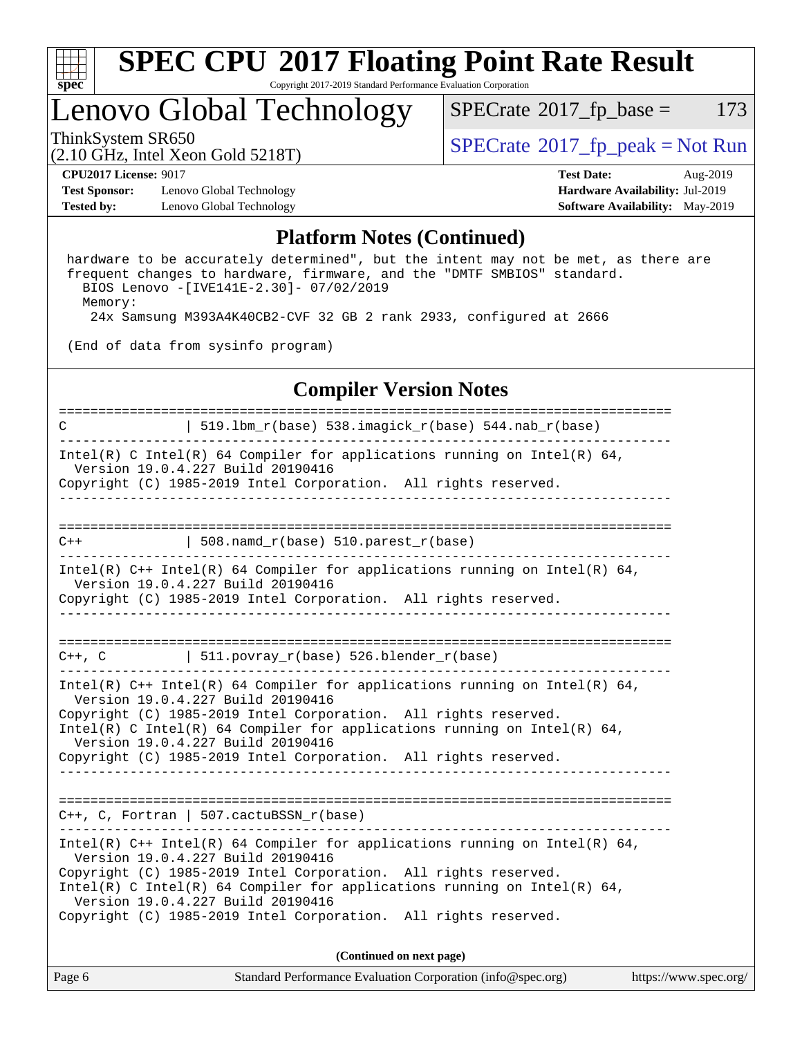## Platform Notes (Continued)

```
 hardware to be accurately determined", but the intent may not be met, as there are
 frequent changes to hardware, firmware, and the "DMTF SMBIOS" standard.
   BIOS Lenovo -[IVE141E-2.30]- 07/02/2019
   Memory:
    24x Samsung M393A4K40CB2-CVF 32 GB 2 rank 2933, configured at 2666

 (End of data from sysinfo program)
```

## Compiler Version Notes

```
==============================================================================
C               | 519.lbm_r(base) 538.imagick_r(base) 544.nab_r(base)
------------------------------------------------------------------------------
Intel(R) C Intel(R) 64 Compiler for applications running on Intel(R) 64,
  Version 19.0.4.227 Build 20190416
Copyright (C) 1985-2019 Intel Corporation.  All rights reserved.
------------------------------------------------------------------------------

==============================================================================
C++             | 508.namd_r(base) 510.parest_r(base)
------------------------------------------------------------------------------
Intel(R) C++ Intel(R) 64 Compiler for applications running on Intel(R) 64,
  Version 19.0.4.227 Build 20190416
Copyright (C) 1985-2019 Intel Corporation.  All rights reserved.
------------------------------------------------------------------------------

==============================================================================
C++, C          | 511.povray_r(base) 526.blender_r(base)
------------------------------------------------------------------------------
Intel(R) C++ Intel(R) 64 Compiler for applications running on Intel(R) 64,
  Version 19.0.4.227 Build 20190416
Copyright (C) 1985-2019 Intel Corporation.  All rights reserved.
Intel(R) C Intel(R) 64 Compiler for applications running on Intel(R) 64,
  Version 19.0.4.227 Build 20190416
Copyright (C) 1985-2019 Intel Corporation.  All rights reserved.
------------------------------------------------------------------------------

==============================================================================
C++, C, Fortran | 507.cactuBSSN_r(base)
------------------------------------------------------------------------------
Intel(R) C++ Intel(R) 64 Compiler for applications running on Intel(R) 64,
  Version 19.0.4.227 Build 20190416
Copyright (C) 1985-2019 Intel Corporation.  All rights reserved.
Intel(R) C Intel(R) 64 Compiler for applications running on Intel(R) 64,
  Version 19.0.4.227 Build 20190416
Copyright (C) 1985-2019 Intel Corporation.  All rights reserved.
```

**(Continued on next page)**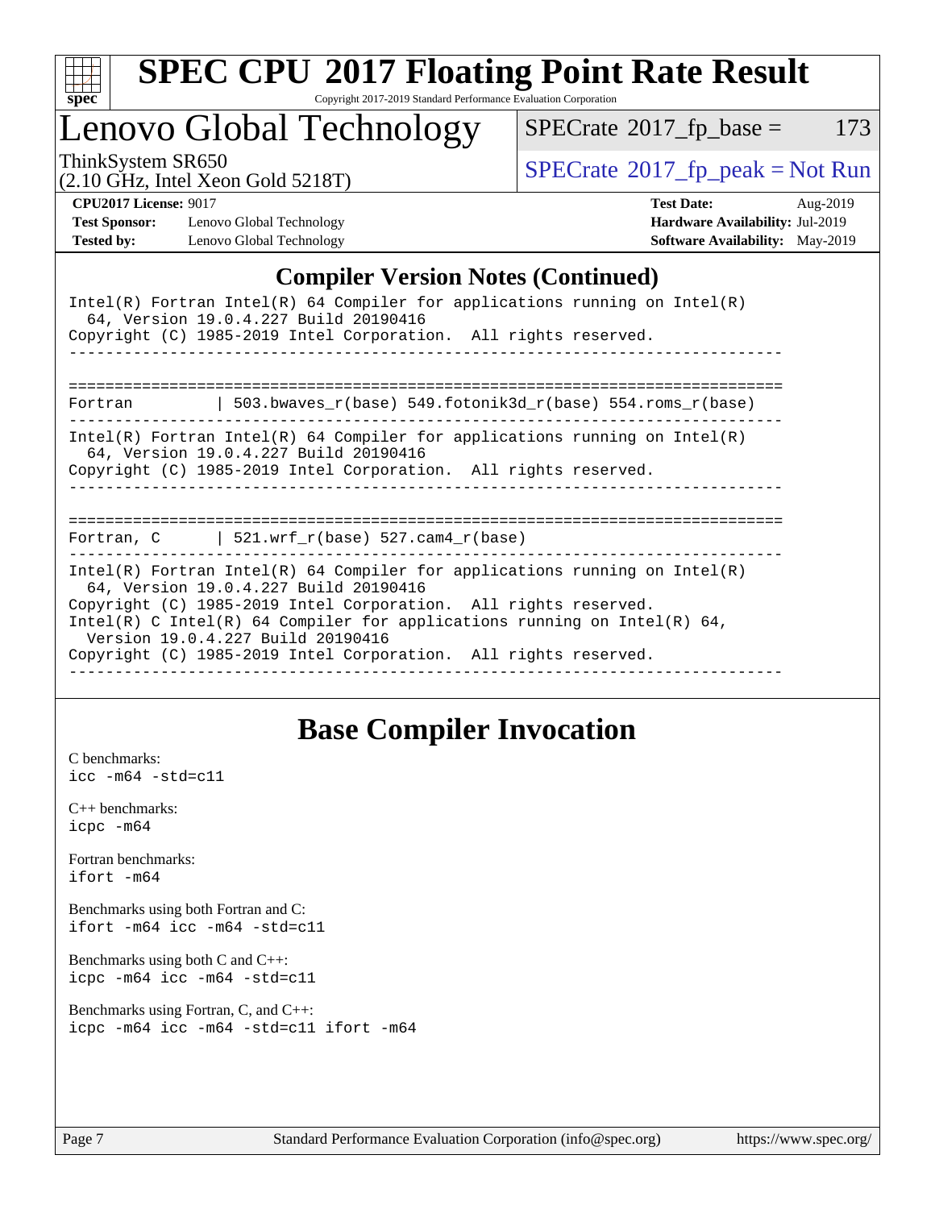# SPEC CPU 2017 Floating Point Rate Result

Copyright 2017-2019 Standard Performance Evaluation Corporation

# Lenovo Global Technology

ThinkSystem SR650
(2.10 GHz, Intel Xeon Gold 5218T)

SPECrate 2017_fp_base = 173

SPECrate 2017_fp_peak = Not Run

**CPU2017 License:** 9017
**Test Sponsor:** Lenovo Global Technology
**Tested by:** Lenovo Global Technology

**Test Date:** Aug-2019
**Hardware Availability:** Jul-2019
**Software Availability:** May-2019

## Compiler Version Notes (Continued)

```
Intel(R) Fortran Intel(R) 64 Compiler for applications running on Intel(R)
  64, Version 19.0.4.227 Build 20190416
Copyright (C) 1985-2019 Intel Corporation.  All rights reserved.
------------------------------------------------------------------------------

==============================================================================
Fortran         | 503.bwaves_r(base) 549.fotonik3d_r(base) 554.roms_r(base)
------------------------------------------------------------------------------
Intel(R) Fortran Intel(R) 64 Compiler for applications running on Intel(R)
  64, Version 19.0.4.227 Build 20190416
Copyright (C) 1985-2019 Intel Corporation.  All rights reserved.
------------------------------------------------------------------------------

==============================================================================
Fortran, C      | 521.wrf_r(base) 527.cam4_r(base)
------------------------------------------------------------------------------
Intel(R) Fortran Intel(R) 64 Compiler for applications running on Intel(R)
  64, Version 19.0.4.227 Build 20190416
Copyright (C) 1985-2019 Intel Corporation.  All rights reserved.
Intel(R) C Intel(R) 64 Compiler for applications running on Intel(R) 64,
  Version 19.0.4.227 Build 20190416
Copyright (C) 1985-2019 Intel Corporation.  All rights reserved.
------------------------------------------------------------------------------
```

## Base Compiler Invocation

C benchmarks:
`icc -m64 -std=c11`

C++ benchmarks:
`icpc -m64`

Fortran benchmarks:
`ifort -m64`

Benchmarks using both Fortran and C:
`ifort -m64 icc -m64 -std=c11`

Benchmarks using both C and C++:
`icpc -m64 icc -m64 -std=c11`

Benchmarks using Fortran, C, and C++:
`icpc -m64 icc -m64 -std=c11 ifort -m64`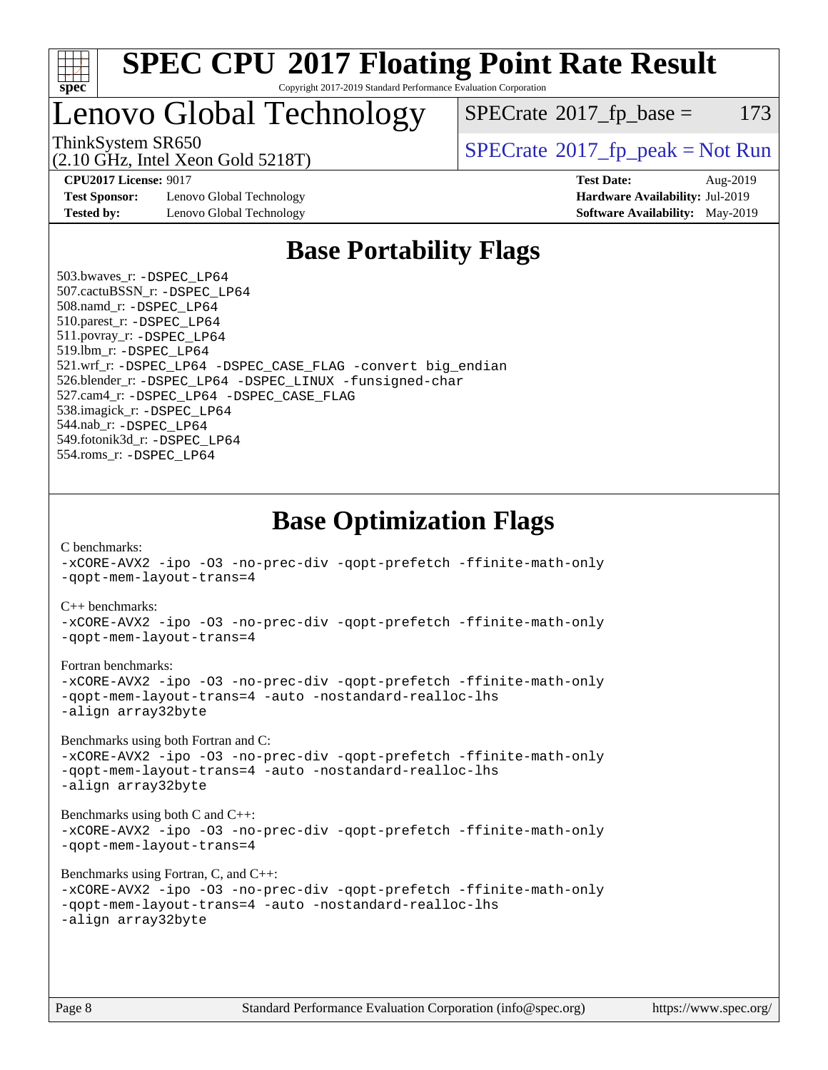# SPEC CPU 2017 Floating Point Rate Result

Copyright 2017-2019 Standard Performance Evaluation Corporation

## Lenovo Global Technology

ThinkSystem SR650
(2.10 GHz, Intel Xeon Gold 5218T)

SPECrate 2017_fp_base = 173

SPECrate 2017_fp_peak = Not Run

| | | | |
|---|---|---|---|
| **CPU2017 License:** | 9017 | **Test Date:** | Aug-2019 |
| **Test Sponsor:** | Lenovo Global Technology | **Hardware Availability:** | Jul-2019 |
| **Tested by:** | Lenovo Global Technology | **Software Availability:** | May-2019 |

## Base Portability Flags

503.bwaves_r: -DSPEC_LP64
507.cactuBSSN_r: -DSPEC_LP64
508.namd_r: -DSPEC_LP64
510.parest_r: -DSPEC_LP64
511.povray_r: -DSPEC_LP64
519.lbm_r: -DSPEC_LP64
521.wrf_r: -DSPEC_LP64 -DSPEC_CASE_FLAG -convert big_endian
526.blender_r: -DSPEC_LP64 -DSPEC_LINUX -funsigned-char
527.cam4_r: -DSPEC_LP64 -DSPEC_CASE_FLAG
538.imagick_r: -DSPEC_LP64
544.nab_r: -DSPEC_LP64
549.fotonik3d_r: -DSPEC_LP64
554.roms_r: -DSPEC_LP64

## Base Optimization Flags

C benchmarks:
-xCORE-AVX2 -ipo -O3 -no-prec-div -qopt-prefetch -ffinite-math-only
-qopt-mem-layout-trans=4

C++ benchmarks:
-xCORE-AVX2 -ipo -O3 -no-prec-div -qopt-prefetch -ffinite-math-only
-qopt-mem-layout-trans=4

Fortran benchmarks:
-xCORE-AVX2 -ipo -O3 -no-prec-div -qopt-prefetch -ffinite-math-only
-qopt-mem-layout-trans=4 -auto -nostandard-realloc-lhs
-align array32byte

Benchmarks using both Fortran and C:
-xCORE-AVX2 -ipo -O3 -no-prec-div -qopt-prefetch -ffinite-math-only
-qopt-mem-layout-trans=4 -auto -nostandard-realloc-lhs
-align array32byte

Benchmarks using both C and C++:
-xCORE-AVX2 -ipo -O3 -no-prec-div -qopt-prefetch -ffinite-math-only
-qopt-mem-layout-trans=4

Benchmarks using Fortran, C, and C++:
-xCORE-AVX2 -ipo -O3 -no-prec-div -qopt-prefetch -ffinite-math-only
-qopt-mem-layout-trans=4 -auto -nostandard-realloc-lhs
-align array32byte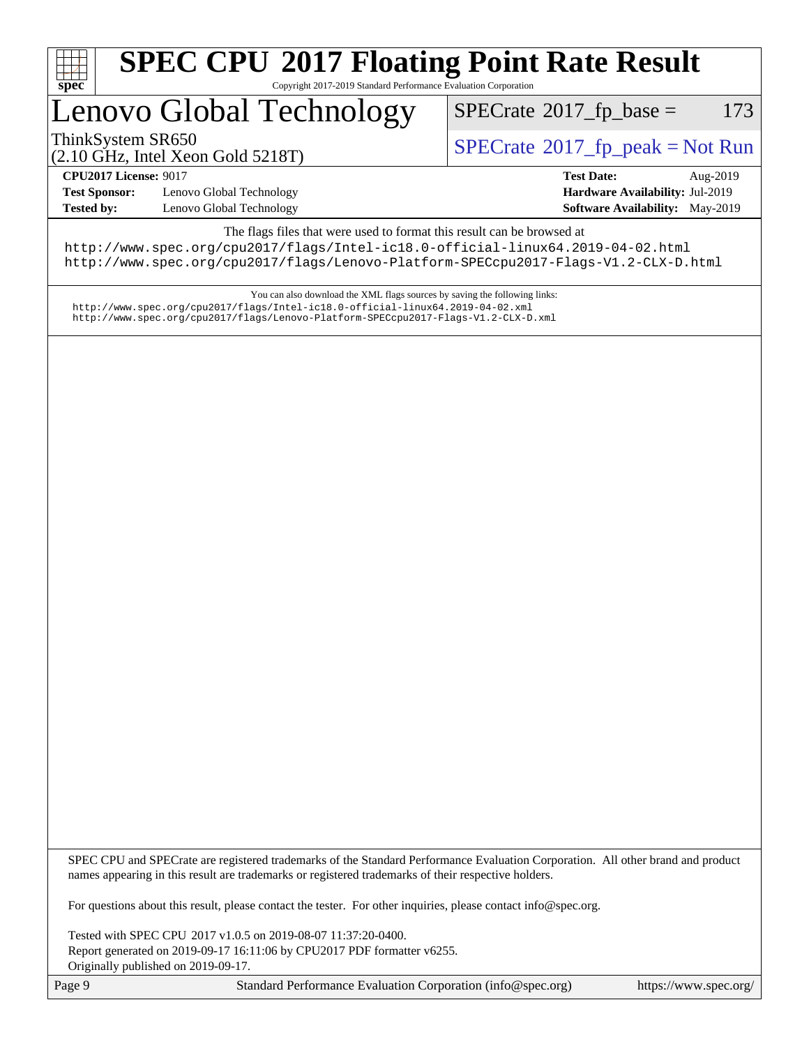The flags files that were used to format this result can be browsed at
http://www.spec.org/cpu2017/flags/Intel-ic18.0-official-linux64.2019-04-02.html
http://www.spec.org/cpu2017/flags/Lenovo-Platform-SPECcpu2017-Flags-V1.2-CLX-D.html

You can also download the XML flags sources by saving the following links:
http://www.spec.org/cpu2017/flags/Intel-ic18.0-official-linux64.2019-04-02.xml
http://www.spec.org/cpu2017/flags/Lenovo-Platform-SPECcpu2017-Flags-V1.2-CLX-D.xml

SPEC CPU and SPECrate are registered trademarks of the Standard Performance Evaluation Corporation. All other brand and product names appearing in this result are trademarks or registered trademarks of their respective holders.

For questions about this result, please contact the tester. For other inquiries, please contact info@spec.org.

Tested with SPEC CPU 2017 v1.0.5 on 2019-08-07 11:37:20-0400.
Report generated on 2019-09-17 16:11:06 by CPU2017 PDF formatter v6255.
Originally published on 2019-09-17.